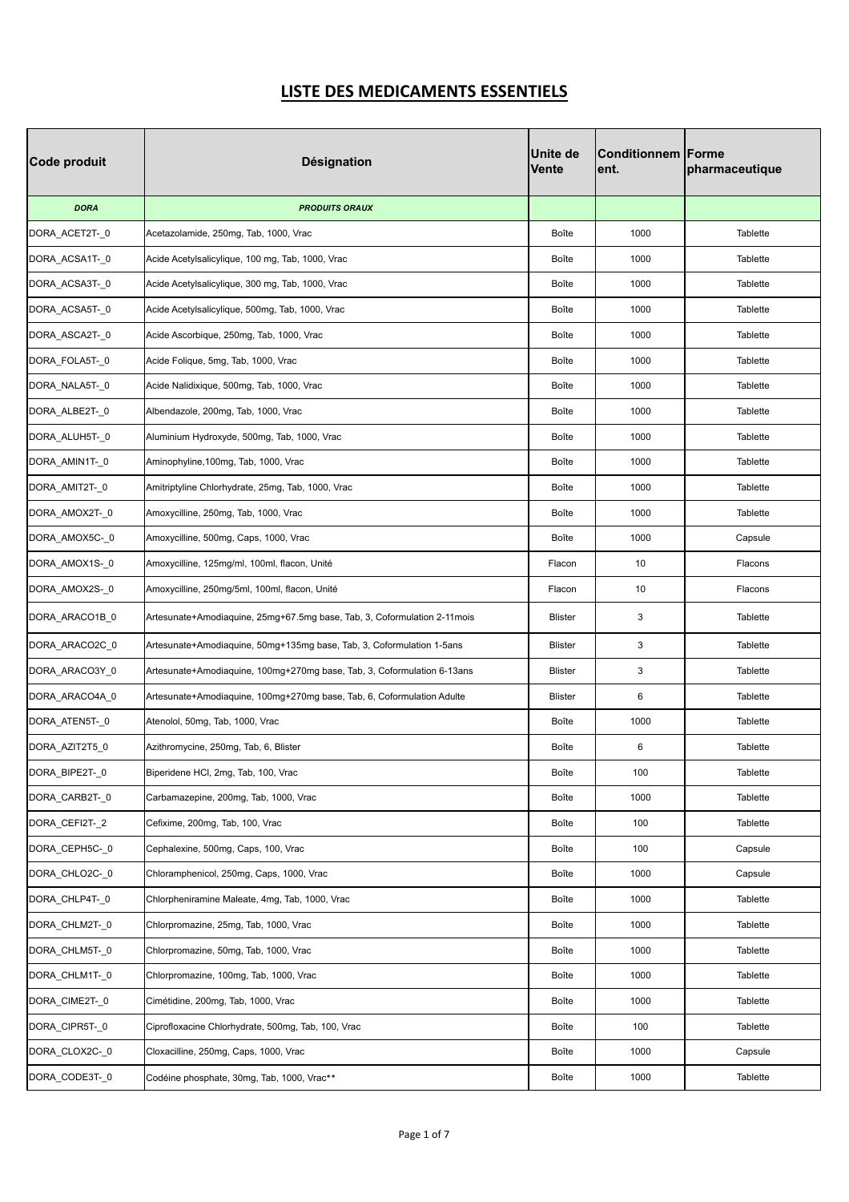# LISTE DES MEDICAMENTS ESSENTIELS

| Code produit | Désignation | Unite de Vente | Conditionnement. | Forme pharmaceutique |
|---|---|---|---|---|
| ***DORA*** | ***PRODUITS ORAUX*** | | | |
| DORA_ACET2T-_0 | Acetazolamide, 250mg, Tab, 1000, Vrac | Boîte | 1000 | Tablette |
| DORA_ACSA1T-_0 | Acide Acetylsalicylique, 100 mg, Tab, 1000, Vrac | Boîte | 1000 | Tablette |
| DORA_ACSA3T-_0 | Acide Acetylsalicylique, 300 mg, Tab, 1000, Vrac | Boîte | 1000 | Tablette |
| DORA_ACSA5T-_0 | Acide Acetylsalicylique, 500mg, Tab, 1000, Vrac | Boîte | 1000 | Tablette |
| DORA_ASCA2T-_0 | Acide Ascorbique, 250mg, Tab, 1000, Vrac | Boîte | 1000 | Tablette |
| DORA_FOLA5T-_0 | Acide Folique, 5mg, Tab, 1000, Vrac | Boîte | 1000 | Tablette |
| DORA_NALA5T-_0 | Acide Nalidixique, 500mg, Tab, 1000, Vrac | Boîte | 1000 | Tablette |
| DORA_ALBE2T-_0 | Albendazole, 200mg, Tab, 1000, Vrac | Boîte | 1000 | Tablette |
| DORA_ALUH5T-_0 | Aluminium Hydroxyde, 500mg, Tab, 1000, Vrac | Boîte | 1000 | Tablette |
| DORA_AMIN1T-_0 | Aminophyline,100mg, Tab, 1000, Vrac | Boîte | 1000 | Tablette |
| DORA_AMIT2T-_0 | Amitriptyline Chlorhydrate, 25mg, Tab, 1000, Vrac | Boîte | 1000 | Tablette |
| DORA_AMOX2T-_0 | Amoxycilline, 250mg, Tab, 1000, Vrac | Boîte | 1000 | Tablette |
| DORA_AMOX5C-_0 | Amoxycilline, 500mg, Caps, 1000, Vrac | Boîte | 1000 | Capsule |
| DORA_AMOX1S-_0 | Amoxycilline, 125mg/ml, 100ml, flacon, Unité | Flacon | 10 | Flacons |
| DORA_AMOX2S-_0 | Amoxycilline, 250mg/5ml, 100ml, flacon, Unité | Flacon | 10 | Flacons |
| DORA_ARACO1B_0 | Artesunate+Amodiaquine, 25mg+67.5mg base, Tab, 3, Coformulation 2-11mois | Blister | 3 | Tablette |
| DORA_ARACO2C_0 | Artesunate+Amodiaquine, 50mg+135mg base, Tab, 3, Coformulation 1-5ans | Blister | 3 | Tablette |
| DORA_ARACO3Y_0 | Artesunate+Amodiaquine, 100mg+270mg base, Tab, 3, Coformulation 6-13ans | Blister | 3 | Tablette |
| DORA_ARACO4A_0 | Artesunate+Amodiaquine, 100mg+270mg base, Tab, 6, Coformulation Adulte | Blister | 6 | Tablette |
| DORA_ATEN5T-_0 | Atenolol, 50mg, Tab, 1000, Vrac | Boîte | 1000 | Tablette |
| DORA_AZIT2T5_0 | Azithromycine, 250mg, Tab, 6, Blister | Boîte | 6 | Tablette |
| DORA_BIPE2T-_0 | Biperidene HCl, 2mg, Tab, 100, Vrac | Boîte | 100 | Tablette |
| DORA_CARB2T-_0 | Carbamazepine, 200mg, Tab, 1000, Vrac | Boîte | 1000 | Tablette |
| DORA_CEFI2T-_2 | Cefixime, 200mg, Tab, 100, Vrac | Boîte | 100 | Tablette |
| DORA_CEPH5C-_0 | Cephalexine, 500mg, Caps, 100, Vrac | Boîte | 100 | Capsule |
| DORA_CHLO2C-_0 | Chloramphenicol, 250mg, Caps, 1000, Vrac | Boîte | 1000 | Capsule |
| DORA_CHLP4T-_0 | Chlorpheniramine Maleate, 4mg, Tab, 1000, Vrac | Boîte | 1000 | Tablette |
| DORA_CHLM2T-_0 | Chlorpromazine, 25mg, Tab, 1000, Vrac | Boîte | 1000 | Tablette |
| DORA_CHLM5T-_0 | Chlorpromazine, 50mg, Tab, 1000, Vrac | Boîte | 1000 | Tablette |
| DORA_CHLM1T-_0 | Chlorpromazine, 100mg, Tab, 1000, Vrac | Boîte | 1000 | Tablette |
| DORA_CIME2T-_0 | Cimétidine, 200mg, Tab, 1000, Vrac | Boîte | 1000 | Tablette |
| DORA_CIPR5T-_0 | Ciprofloxacine Chlorhydrate, 500mg, Tab, 100, Vrac | Boîte | 100 | Tablette |
| DORA_CLOX2C-_0 | Cloxacilline, 250mg, Caps, 1000, Vrac | Boîte | 1000 | Capsule |
| DORA_CODE3T-_0 | Codéine phosphate, 30mg, Tab, 1000, Vrac** | Boîte | 1000 | Tablette |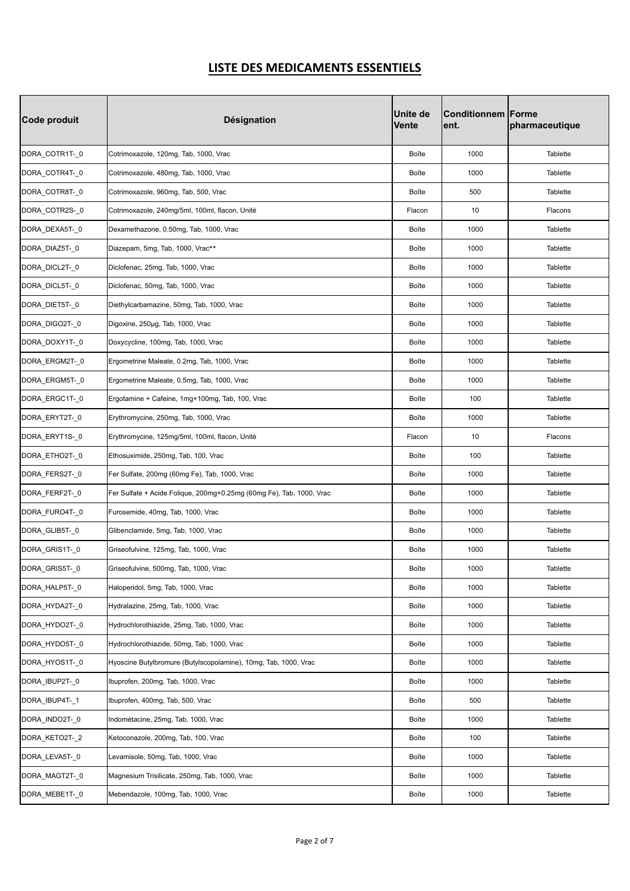## LISTE DES MEDICAMENTS ESSENTIELS

| Code produit | Désignation | Unite de Vente | Conditionnement. | Forme pharmaceutique |
|---|---|---|---|---|
| DORA_COTR1T-_0 | Cotrimoxazole, 120mg, Tab, 1000, Vrac | Boîte | 1000 | Tablette |
| DORA_COTR4T-_0 | Cotrimoxazole, 480mg, Tab, 1000, Vrac | Boîte | 1000 | Tablette |
| DORA_COTR8T-_0 | Cotrimoxazole, 960mg, Tab, 500, Vrac | Boîte | 500 | Tablette |
| DORA_COTR2S-_0 | Cotrimoxazole, 240mg/5ml, 100ml, flacon, Unité | Flacon | 10 | Flacons |
| DORA_DEXA5T-_0 | Dexamethazone, 0.50mg, Tab, 1000, Vrac | Boîte | 1000 | Tablette |
| DORA_DIAZ5T-_0 | Diazepam, 5mg, Tab, 1000, Vrac** | Boîte | 1000 | Tablette |
| DORA_DICL2T-_0 | Diclofenac, 25mg, Tab, 1000, Vrac | Boîte | 1000 | Tablette |
| DORA_DICL5T-_0 | Diclofenac, 50mg, Tab, 1000, Vrac | Boîte | 1000 | Tablette |
| DORA_DIET5T-_0 | Diethylcarbamazine, 50mg, Tab, 1000, Vrac | Boîte | 1000 | Tablette |
| DORA_DIGO2T-_0 | Digoxine, 250µg, Tab, 1000, Vrac | Boîte | 1000 | Tablette |
| DORA_DOXY1T-_0 | Doxycycline, 100mg, Tab, 1000, Vrac | Boîte | 1000 | Tablette |
| DORA_ERGM2T-_0 | Ergometrine Maleate, 0.2mg, Tab, 1000, Vrac | Boîte | 1000 | Tablette |
| DORA_ERGM5T-_0 | Ergometrine Maleate, 0.5mg, Tab, 1000, Vrac | Boîte | 1000 | Tablette |
| DORA_ERGC1T-_0 | Ergotamine + Cafeine, 1mg+100mg, Tab, 100, Vrac | Boîte | 100 | Tablette |
| DORA_ERYT2T-_0 | Erythromycine, 250mg, Tab, 1000, Vrac | Boîte | 1000 | Tablette |
| DORA_ERYT1S-_0 | Erythromycine, 125mg/5ml, 100ml, flacon, Unité | Flacon | 10 | Flacons |
| DORA_ETHO2T-_0 | Ethosuximide, 250mg, Tab, 100, Vrac | Boîte | 100 | Tablette |
| DORA_FERS2T-_0 | Fer Sulfate, 200mg (60mg Fe), Tab, 1000, Vrac | Boîte | 1000 | Tablette |
| DORA_FERF2T-_0 | Fer Sulfate + Acide Folique, 200mg+0.25mg (60mg Fe), Tab, 1000, Vrac | Boîte | 1000 | Tablette |
| DORA_FURO4T-_0 | Furosemide, 40mg, Tab, 1000, Vrac | Boîte | 1000 | Tablette |
| DORA_GLIB5T-_0 | Glibenclamide, 5mg, Tab, 1000, Vrac | Boîte | 1000 | Tablette |
| DORA_GRIS1T-_0 | Griseofulvine, 125mg, Tab, 1000, Vrac | Boîte | 1000 | Tablette |
| DORA_GRIS5T-_0 | Griseofulvine, 500mg, Tab, 1000, Vrac | Boîte | 1000 | Tablette |
| DORA_HALP5T-_0 | Haloperidol, 5mg, Tab, 1000, Vrac | Boîte | 1000 | Tablette |
| DORA_HYDA2T-_0 | Hydralazine, 25mg, Tab, 1000, Vrac | Boîte | 1000 | Tablette |
| DORA_HYDO2T-_0 | Hydrochlorothiazide, 25mg, Tab, 1000, Vrac | Boîte | 1000 | Tablette |
| DORA_HYDO5T-_0 | Hydrochlorothiazide, 50mg, Tab, 1000, Vrac | Boîte | 1000 | Tablette |
| DORA_HYOS1T-_0 | Hyoscine Butylbromure (Butylscopolamine), 10mg, Tab, 1000, Vrac | Boîte | 1000 | Tablette |
| DORA_IBUP2T-_0 | Ibuprofen, 200mg, Tab, 1000, Vrac | Boîte | 1000 | Tablette |
| DORA_IBUP4T-_1 | Ibuprofen, 400mg, Tab, 500, Vrac | Boîte | 500 | Tablette |
| DORA_INDO2T-_0 | Indométacine, 25mg, Tab, 1000, Vrac | Boîte | 1000 | Tablette |
| DORA_KETO2T-_2 | Ketoconazole, 200mg, Tab, 100, Vrac | Boîte | 100 | Tablette |
| DORA_LEVA5T-_0 | Levamisole, 50mg, Tab, 1000, Vrac | Boîte | 1000 | Tablette |
| DORA_MAGT2T-_0 | Magnesium Trisilicate, 250mg, Tab, 1000, Vrac | Boîte | 1000 | Tablette |
| DORA_MEBE1T-_0 | Mebendazole, 100mg, Tab, 1000, Vrac | Boîte | 1000 | Tablette |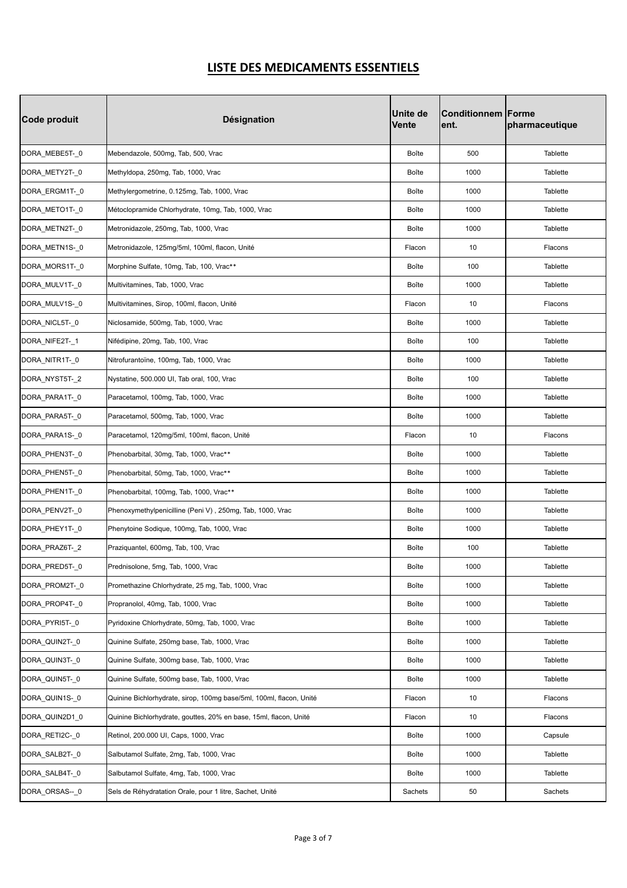# LISTE DES MEDICAMENTS ESSENTIELS

| Code produit | Désignation | Unite de Vente | Conditionnement. | Forme pharmaceutique |
|---|---|---|---|---|
| DORA_MEBE5T-_0 | Mebendazole, 500mg, Tab, 500, Vrac | Boîte | 500 | Tablette |
| DORA_METY2T-_0 | Methyldopa, 250mg, Tab, 1000, Vrac | Boîte | 1000 | Tablette |
| DORA_ERGM1T-_0 | Methylergometrine, 0.125mg, Tab, 1000, Vrac | Boîte | 1000 | Tablette |
| DORA_METO1T-_0 | Métoclopramide Chlorhydrate, 10mg, Tab, 1000, Vrac | Boîte | 1000 | Tablette |
| DORA_METN2T-_0 | Metronidazole, 250mg, Tab, 1000, Vrac | Boîte | 1000 | Tablette |
| DORA_METN1S-_0 | Metronidazole, 125mg/5ml, 100ml, flacon, Unité | Flacon | 10 | Flacons |
| DORA_MORS1T-_0 | Morphine Sulfate, 10mg, Tab, 100, Vrac** | Boîte | 100 | Tablette |
| DORA_MULV1T-_0 | Multivitamines, Tab, 1000, Vrac | Boîte | 1000 | Tablette |
| DORA_MULV1S-_0 | Multivitamines, Sirop, 100ml, flacon, Unité | Flacon | 10 | Flacons |
| DORA_NICL5T-_0 | Niclosamide, 500mg, Tab, 1000, Vrac | Boîte | 1000 | Tablette |
| DORA_NIFE2T-_1 | Nifédipine, 20mg, Tab, 100, Vrac | Boîte | 100 | Tablette |
| DORA_NITR1T-_0 | Nitrofurantoïne, 100mg, Tab, 1000, Vrac | Boîte | 1000 | Tablette |
| DORA_NYST5T-_2 | Nystatine, 500.000 UI, Tab oral, 100, Vrac | Boîte | 100 | Tablette |
| DORA_PARA1T-_0 | Paracetamol, 100mg, Tab, 1000, Vrac | Boîte | 1000 | Tablette |
| DORA_PARA5T-_0 | Paracetamol, 500mg, Tab, 1000, Vrac | Boîte | 1000 | Tablette |
| DORA_PARA1S-_0 | Paracetamol, 120mg/5ml, 100ml, flacon, Unité | Flacon | 10 | Flacons |
| DORA_PHEN3T-_0 | Phenobarbital, 30mg, Tab, 1000, Vrac** | Boîte | 1000 | Tablette |
| DORA_PHEN5T-_0 | Phenobarbital, 50mg, Tab, 1000, Vrac** | Boîte | 1000 | Tablette |
| DORA_PHEN1T-_0 | Phenobarbital, 100mg, Tab, 1000, Vrac** | Boîte | 1000 | Tablette |
| DORA_PENV2T-_0 | Phenoxymethylpenicilline (Peni V) , 250mg, Tab, 1000, Vrac | Boîte | 1000 | Tablette |
| DORA_PHEY1T-_0 | Phenytoine Sodique, 100mg, Tab, 1000, Vrac | Boîte | 1000 | Tablette |
| DORA_PRAZ6T-_2 | Praziquantel, 600mg, Tab, 100, Vrac | Boîte | 100 | Tablette |
| DORA_PRED5T-_0 | Prednisolone, 5mg, Tab, 1000, Vrac | Boîte | 1000 | Tablette |
| DORA_PROM2T-_0 | Promethazine Chlorhydrate, 25 mg, Tab, 1000, Vrac | Boîte | 1000 | Tablette |
| DORA_PROP4T-_0 | Propranolol, 40mg, Tab, 1000, Vrac | Boîte | 1000 | Tablette |
| DORA_PYRI5T-_0 | Pyridoxine Chlorhydrate, 50mg, Tab, 1000, Vrac | Boîte | 1000 | Tablette |
| DORA_QUIN2T-_0 | Quinine Sulfate, 250mg base, Tab, 1000, Vrac | Boîte | 1000 | Tablette |
| DORA_QUIN3T-_0 | Quinine Sulfate, 300mg base, Tab, 1000, Vrac | Boîte | 1000 | Tablette |
| DORA_QUIN5T-_0 | Quinine Sulfate, 500mg base, Tab, 1000, Vrac | Boîte | 1000 | Tablette |
| DORA_QUIN1S-_0 | Quinine Bichlorhydrate, sirop, 100mg base/5ml, 100ml, flacon, Unité | Flacon | 10 | Flacons |
| DORA_QUIN2D1_0 | Quinine Bichlorhydrate, gouttes, 20% en base, 15ml, flacon, Unité | Flacon | 10 | Flacons |
| DORA_RETI2C-_0 | Retinol, 200.000 UI, Caps, 1000, Vrac | Boîte | 1000 | Capsule |
| DORA_SALB2T-_0 | Salbutamol Sulfate, 2mg, Tab, 1000, Vrac | Boîte | 1000 | Tablette |
| DORA_SALB4T-_0 | Salbutamol Sulfate, 4mg, Tab, 1000, Vrac | Boîte | 1000 | Tablette |
| DORA_ORSAS--_0 | Sels de Réhydratation Orale, pour 1 litre, Sachet, Unité | Sachets | 50 | Sachets |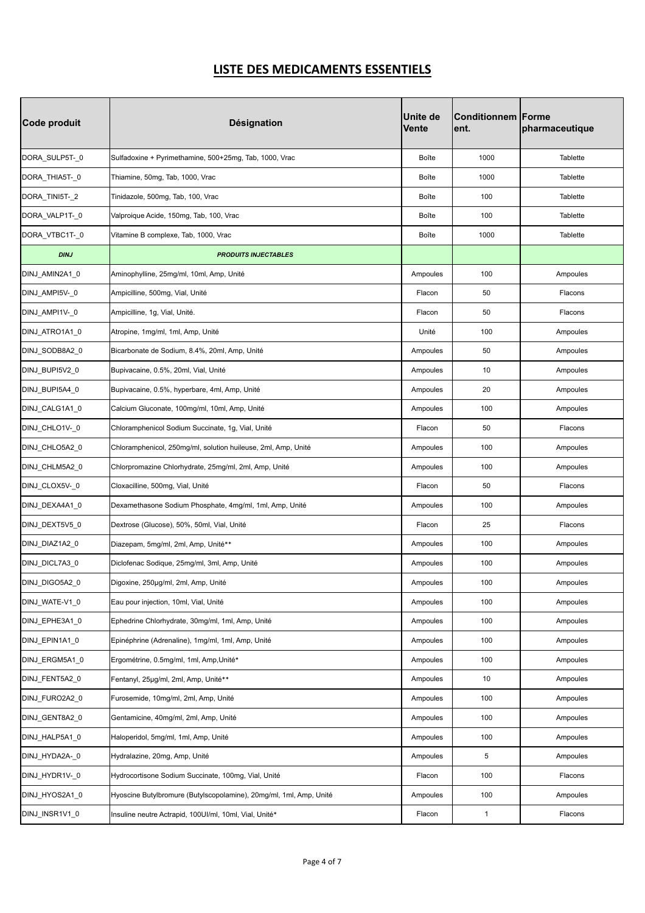## LISTE DES MEDICAMENTS ESSENTIELS

| Code produit | Désignation | Unite de Vente | Conditionnement. | Forme pharmaceutique |
|---|---|---|---|---|
| DORA_SULP5T-_0 | Sulfadoxine + Pyrimethamine, 500+25mg, Tab, 1000, Vrac | Boîte | 1000 | Tablette |
| DORA_THIA5T-_0 | Thiamine, 50mg, Tab, 1000, Vrac | Boîte | 1000 | Tablette |
| DORA_TINI5T-_2 | Tinidazole, 500mg, Tab, 100, Vrac | Boîte | 100 | Tablette |
| DORA_VALP1T-_0 | Valproique Acide, 150mg, Tab, 100, Vrac | Boîte | 100 | Tablette |
| DORA_VTBC1T-_0 | Vitamine B complexe, Tab, 1000, Vrac | Boîte | 1000 | Tablette |
| ***DINJ*** | ***PRODUITS INJECTABLES*** | | | |
| DINJ_AMIN2A1_0 | Aminophylline, 25mg/ml, 10ml, Amp, Unité | Ampoules | 100 | Ampoules |
| DINJ_AMPI5V-_0 | Ampicilline, 500mg, Vial, Unité | Flacon | 50 | Flacons |
| DINJ_AMPI1V-_0 | Ampicilline, 1g, Vial, Unité. | Flacon | 50 | Flacons |
| DINJ_ATRO1A1_0 | Atropine, 1mg/ml, 1ml, Amp, Unité | Unité | 100 | Ampoules |
| DINJ_SODB8A2_0 | Bicarbonate de Sodium, 8.4%, 20ml, Amp, Unité | Ampoules | 50 | Ampoules |
| DINJ_BUPI5V2_0 | Bupivacaine, 0.5%, 20ml, Vial, Unité | Ampoules | 10 | Ampoules |
| DINJ_BUPI5A4_0 | Bupivacaine, 0.5%, hyperbare, 4ml, Amp, Unité | Ampoules | 20 | Ampoules |
| DINJ_CALG1A1_0 | Calcium Gluconate, 100mg/ml, 10ml, Amp, Unité | Ampoules | 100 | Ampoules |
| DINJ_CHLO1V-_0 | Chloramphenicol Sodium Succinate, 1g, Vial, Unité | Flacon | 50 | Flacons |
| DINJ_CHLO5A2_0 | Chloramphenicol, 250mg/ml, solution huileuse, 2ml, Amp, Unité | Ampoules | 100 | Ampoules |
| DINJ_CHLM5A2_0 | Chlorpromazine Chlorhydrate, 25mg/ml, 2ml, Amp, Unité | Ampoules | 100 | Ampoules |
| DINJ_CLOX5V-_0 | Cloxacilline, 500mg, Vial, Unité | Flacon | 50 | Flacons |
| DINJ_DEXA4A1_0 | Dexamethasone Sodium Phosphate, 4mg/ml, 1ml, Amp, Unité | Ampoules | 100 | Ampoules |
| DINJ_DEXT5V5_0 | Dextrose (Glucose), 50%, 50ml, Vial, Unité | Flacon | 25 | Flacons |
| DINJ_DIAZ1A2_0 | Diazepam, 5mg/ml, 2ml, Amp, Unité** | Ampoules | 100 | Ampoules |
| DINJ_DICL7A3_0 | Diclofenac Sodique, 25mg/ml, 3ml, Amp, Unité | Ampoules | 100 | Ampoules |
| DINJ_DIGO5A2_0 | Digoxine, 250µg/ml, 2ml, Amp, Unité | Ampoules | 100 | Ampoules |
| DINJ_WATE-V1_0 | Eau pour injection, 10ml, Vial, Unité | Ampoules | 100 | Ampoules |
| DINJ_EPHE3A1_0 | Ephedrine Chlorhydrate, 30mg/ml, 1ml, Amp, Unité | Ampoules | 100 | Ampoules |
| DINJ_EPIN1A1_0 | Epinéphrine (Adrenaline), 1mg/ml, 1ml, Amp, Unité | Ampoules | 100 | Ampoules |
| DINJ_ERGM5A1_0 | Ergométrine, 0.5mg/ml, 1ml, Amp,Unité* | Ampoules | 100 | Ampoules |
| DINJ_FENT5A2_0 | Fentanyl, 25µg/ml, 2ml, Amp, Unité** | Ampoules | 10 | Ampoules |
| DINJ_FURO2A2_0 | Furosemide, 10mg/ml, 2ml, Amp, Unité | Ampoules | 100 | Ampoules |
| DINJ_GENT8A2_0 | Gentamicine, 40mg/ml, 2ml, Amp, Unité | Ampoules | 100 | Ampoules |
| DINJ_HALP5A1_0 | Haloperidol, 5mg/ml, 1ml, Amp, Unité | Ampoules | 100 | Ampoules |
| DINJ_HYDA2A-_0 | Hydralazine, 20mg, Amp, Unité | Ampoules | 5 | Ampoules |
| DINJ_HYDR1V-_0 | Hydrocortisone Sodium Succinate, 100mg, Vial, Unité | Flacon | 100 | Flacons |
| DINJ_HYOS2A1_0 | Hyoscine Butylbromure (Butylscopolamine), 20mg/ml, 1ml, Amp, Unité | Ampoules | 100 | Ampoules |
| DINJ_INSR1V1_0 | Insuline neutre Actrapid, 100UI/ml, 10ml, Vial, Unité* | Flacon | 1 | Flacons |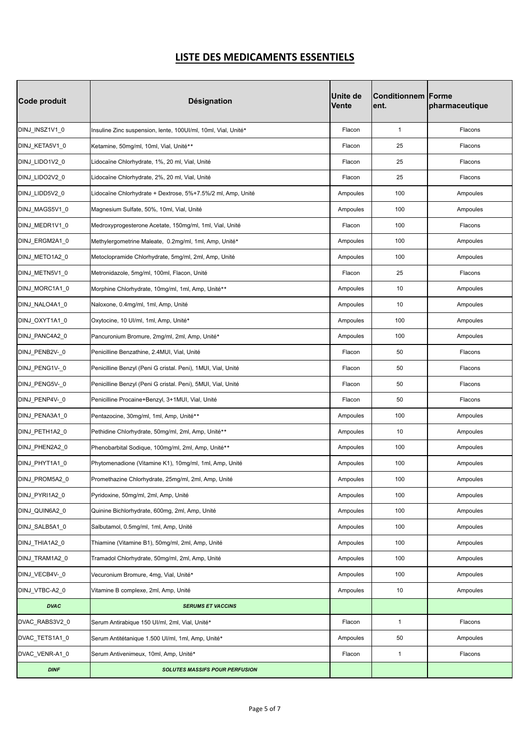## LISTE DES MEDICAMENTS ESSENTIELS

| Code produit | Désignation | Unite de Vente | Conditionnement. | Forme pharmaceutique |
|---|---|---|---|---|
| DINJ_INSZ1V1_0 | Insuline Zinc suspension, lente, 100UI/ml, 10ml, Vial, Unité* | Flacon | 1 | Flacons |
| DINJ_KETA5V1_0 | Ketamine, 50mg/ml, 10ml, Vial, Unité** | Flacon | 25 | Flacons |
| DINJ_LIDO1V2_0 | Lidocaïne Chlorhydrate, 1%, 20 ml, Vial, Unité | Flacon | 25 | Flacons |
| DINJ_LIDO2V2_0 | Lidocaïne Chlorhydrate, 2%, 20 ml, Vial, Unité | Flacon | 25 | Flacons |
| DINJ_LIDD5V2_0 | Lidocaïne Chlorhydrate + Dextrose, 5%+7.5%/2 ml, Amp, Unité | Ampoules | 100 | Ampoules |
| DINJ_MAGS5V1_0 | Magnesium Sulfate, 50%, 10ml, Vial, Unité | Ampoules | 100 | Ampoules |
| DINJ_MEDR1V1_0 | Medroxyprogesterone Acetate, 150mg/ml, 1ml, Vial, Unité | Flacon | 100 | Flacons |
| DINJ_ERGM2A1_0 | Methylergometrine Maleate, 0.2mg/ml, 1ml, Amp, Unité* | Ampoules | 100 | Ampoules |
| DINJ_METO1A2_0 | Metoclopramide Chlorhydrate, 5mg/ml, 2ml, Amp, Unité | Ampoules | 100 | Ampoules |
| DINJ_METN5V1_0 | Metronidazole, 5mg/ml, 100ml, Flacon, Unité | Flacon | 25 | Flacons |
| DINJ_MORC1A1_0 | Morphine Chlorhydrate, 10mg/ml, 1ml, Amp, Unité** | Ampoules | 10 | Ampoules |
| DINJ_NALO4A1_0 | Naloxone, 0.4mg/ml, 1ml, Amp, Unité | Ampoules | 10 | Ampoules |
| DINJ_OXYT1A1_0 | Oxytocine, 10 UI/ml, 1ml, Amp, Unité* | Ampoules | 100 | Ampoules |
| DINJ_PANC4A2_0 | Pancuronium Bromure, 2mg/ml, 2ml, Amp, Unité* | Ampoules | 100 | Ampoules |
| DINJ_PENB2V-_0 | Penicilline Benzathine, 2.4MUI, Vial, Unité | Flacon | 50 | Flacons |
| DINJ_PENG1V-_0 | Penicilline Benzyl (Peni G cristal. Peni), 1MUI, Vial, Unité | Flacon | 50 | Flacons |
| DINJ_PENG5V-_0 | Penicilline Benzyl (Peni G cristal. Peni), 5MUI, Vial, Unité | Flacon | 50 | Flacons |
| DINJ_PENP4V-_0 | Penicilline Procaine+Benzyl, 3+1MUI, Vial, Unité | Flacon | 50 | Flacons |
| DINJ_PENA3A1_0 | Pentazocine, 30mg/ml, 1ml, Amp, Unité** | Ampoules | 100 | Ampoules |
| DINJ_PETH1A2_0 | Pethidine Chlorhydrate, 50mg/ml, 2ml, Amp, Unité** | Ampoules | 10 | Ampoules |
| DINJ_PHEN2A2_0 | Phenobarbital Sodique, 100mg/ml, 2ml, Amp, Unité** | Ampoules | 100 | Ampoules |
| DINJ_PHYT1A1_0 | Phytomenadione (Vitamine K1), 10mg/ml, 1ml, Amp, Unité | Ampoules | 100 | Ampoules |
| DINJ_PROM5A2_0 | Promethazine Chlorhydrate, 25mg/ml, 2ml, Amp, Unité | Ampoules | 100 | Ampoules |
| DINJ_PYRI1A2_0 | Pyridoxine, 50mg/ml, 2ml, Amp, Unité | Ampoules | 100 | Ampoules |
| DINJ_QUIN6A2_0 | Quinine Bichlorhydrate, 600mg, 2ml, Amp, Unité | Ampoules | 100 | Ampoules |
| DINJ_SALB5A1_0 | Salbutamol, 0.5mg/ml, 1ml, Amp, Unité | Ampoules | 100 | Ampoules |
| DINJ_THIA1A2_0 | Thiamine (Vitamine B1), 50mg/ml, 2ml, Amp, Unité | Ampoules | 100 | Ampoules |
| DINJ_TRAM1A2_0 | Tramadol Chlorhydrate, 50mg/ml, 2ml, Amp, Unité | Ampoules | 100 | Ampoules |
| DINJ_VECB4V-_0 | Vecuronium Bromure, 4mg, Vial, Unité* | Ampoules | 100 | Ampoules |
| DINJ_VTBC-A2_0 | Vitamine B complexe, 2ml, Amp, Unité | Ampoules | 10 | Ampoules |
| ***DVAC*** | ***SERUMS ET VACCINS*** | | | |
| DVAC_RABS3V2_0 | Serum Antirabique 150 UI/ml, 2ml, Vial, Unité* | Flacon | 1 | Flacons |
| DVAC_TETS1A1_0 | Serum Antitétanique 1.500 UI/ml, 1ml, Amp, Unité* | Ampoules | 50 | Ampoules |
| DVAC_VENR-A1_0 | Serum Antivenimeux, 10ml, Amp, Unité* | Flacon | 1 | Flacons |
| ***DINF*** | ***SOLUTES MASSIFS POUR PERFUSION*** | | | |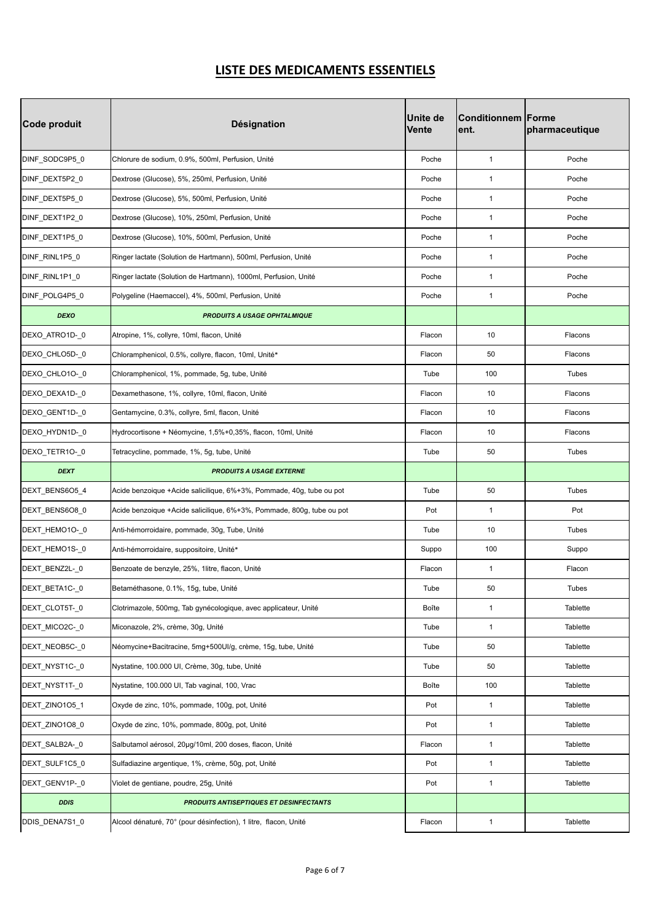# LISTE DES MEDICAMENTS ESSENTIELS

| Code produit | Désignation | Unite de Vente | Conditionnement. | Forme pharmaceutique |
|---|---|---|---|---|
| DINF_SODC9P5_0 | Chlorure de sodium, 0.9%, 500ml, Perfusion, Unité | Poche | 1 | Poche |
| DINF_DEXT5P2_0 | Dextrose (Glucose), 5%, 250ml, Perfusion, Unité | Poche | 1 | Poche |
| DINF_DEXT5P5_0 | Dextrose (Glucose), 5%, 500ml, Perfusion, Unité | Poche | 1 | Poche |
| DINF_DEXT1P2_0 | Dextrose (Glucose), 10%, 250ml, Perfusion, Unité | Poche | 1 | Poche |
| DINF_DEXT1P5_0 | Dextrose (Glucose), 10%, 500ml, Perfusion, Unité | Poche | 1 | Poche |
| DINF_RINL1P5_0 | Ringer lactate (Solution de Hartmann), 500ml, Perfusion, Unité | Poche | 1 | Poche |
| DINF_RINL1P1_0 | Ringer lactate (Solution de Hartmann), 1000ml, Perfusion, Unité | Poche | 1 | Poche |
| DINF_POLG4P5_0 | Polygeline (Haemaccel), 4%, 500ml, Perfusion, Unité | Poche | 1 | Poche |
| ***DEXO*** | ***PRODUITS A USAGE OPHTALMIQUE*** | | | |
| DEXO_ATRO1D-_0 | Atropine, 1%, collyre, 10ml, flacon, Unité | Flacon | 10 | Flacons |
| DEXO_CHLO5D-_0 | Chloramphenicol, 0.5%, collyre, flacon, 10ml, Unité* | Flacon | 50 | Flacons |
| DEXO_CHLO1O-_0 | Chloramphenicol, 1%, pommade, 5g, tube, Unité | Tube | 100 | Tubes |
| DEXO_DEXA1D-_0 | Dexamethasone, 1%, collyre, 10ml, flacon, Unité | Flacon | 10 | Flacons |
| DEXO_GENT1D-_0 | Gentamycine, 0.3%, collyre, 5ml, flacon, Unité | Flacon | 10 | Flacons |
| DEXO_HYDN1D-_0 | Hydrocortisone + Néomycine, 1,5%+0,35%, flacon, 10ml, Unité | Flacon | 10 | Flacons |
| DEXO_TETR1O-_0 | Tetracycline, pommade, 1%, 5g, tube, Unité | Tube | 50 | Tubes |
| ***DEXT*** | ***PRODUITS A USAGE EXTERNE*** | | | |
| DEXT_BENS6O5_4 | Acide benzoique +Acide salicilique, 6%+3%, Pommade, 40g, tube ou pot | Tube | 50 | Tubes |
| DEXT_BENS6O8_0 | Acide benzoique +Acide salicilique, 6%+3%, Pommade, 800g, tube ou pot | Pot | 1 | Pot |
| DEXT_HEMO1O-_0 | Anti-hémorroidaire, pommade, 30g, Tube, Unité | Tube | 10 | Tubes |
| DEXT_HEMO1S-_0 | Anti-hémorroidaire, suppositoire, Unité* | Suppo | 100 | Suppo |
| DEXT_BENZ2L-_0 | Benzoate de benzyle, 25%, 1litre, flacon, Unité | Flacon | 1 | Flacon |
| DEXT_BETA1C-_0 | Betaméthasone, 0.1%, 15g, tube, Unité | Tube | 50 | Tubes |
| DEXT_CLOT5T-_0 | Clotrimazole, 500mg, Tab gynécologique, avec applicateur, Unité | Boîte | 1 | Tablette |
| DEXT_MICO2C-_0 | Miconazole, 2%, crème, 30g, Unité | Tube | 1 | Tablette |
| DEXT_NEOB5C-_0 | Néomycine+Bacitracine, 5mg+500UI/g, crème, 15g, tube, Unité | Tube | 50 | Tablette |
| DEXT_NYST1C-_0 | Nystatine, 100.000 UI, Crème, 30g, tube, Unité | Tube | 50 | Tablette |
| DEXT_NYST1T-_0 | Nystatine, 100.000 UI, Tab vaginal, 100, Vrac | Boîte | 100 | Tablette |
| DEXT_ZINO1O5_1 | Oxyde de zinc, 10%, pommade, 100g, pot, Unité | Pot | 1 | Tablette |
| DEXT_ZINO1O8_0 | Oxyde de zinc, 10%, pommade, 800g, pot, Unité | Pot | 1 | Tablette |
| DEXT_SALB2A-_0 | Salbutamol aérosol, 20µg/10ml, 200 doses, flacon, Unité | Flacon | 1 | Tablette |
| DEXT_SULF1C5_0 | Sulfadiazine argentique, 1%, crème, 50g, pot, Unité | Pot | 1 | Tablette |
| DEXT_GENV1P-_0 | Violet de gentiane, poudre, 25g, Unité | Pot | 1 | Tablette |
| ***DDIS*** | ***PRODUITS ANTISEPTIQUES ET DESINFECTANTS*** | | | |
| DDIS_DENA7S1_0 | Alcool dénaturé, 70° (pour désinfection), 1 litre, flacon, Unité | Flacon | 1 | Tablette |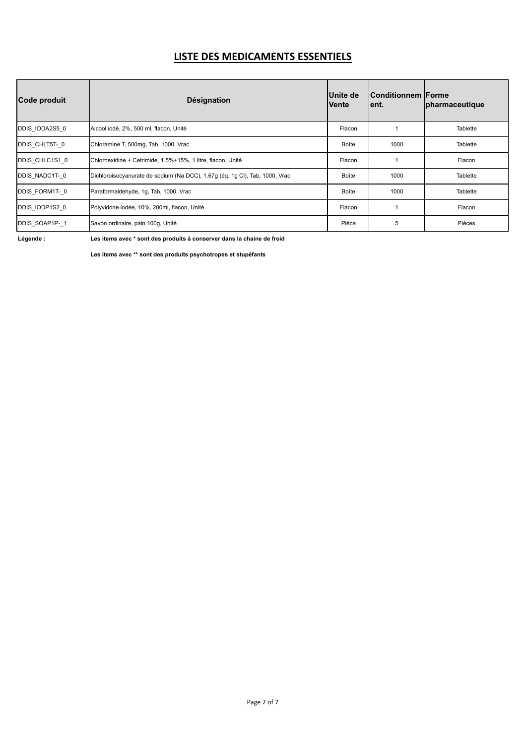# LISTE DES MEDICAMENTS ESSENTIELS

| Code produit | Désignation | Unite de Vente | Conditionnement. | Forme pharmaceutique |
|---|---|---|---|---|
| DDIS_IODA2S5_0 | Alcool iodé, 2%, 500 ml, flacon, Unité | Flacon | 1 | Tablette |
| DDIS_CHLT5T-_0 | Chloramine T, 500mg, Tab, 1000, Vrac | Boîte | 1000 | Tablette |
| DDIS_CHLC1S1_0 | Chlorhexidine + Cetrimide, 1.5%+15%, 1 litre, flacon, Unité | Flacon | 1 | Flacon |
| DDIS_NADC1T-_0 | Dichloroisocyanurate de sodium (Na DCC), 1.67g (éq. 1g Cl), Tab, 1000, Vrac | Boîte | 1000 | Tablette |
| DDIS_FORM1T-_0 | Paraformaldehyde, 1g, Tab, 1000, Vrac | Boîte | 1000 | Tablette |
| DDIS_IODP1S2_0 | Polyvidone iodée, 10%, 200ml, flacon, Unité | Flacon | 1 | Flacon |
| DDIS_SOAP1P-_1 | Savon ordinaire, pain 100g, Unité | Pièce | 5 | Pièces |

**Légende :** **Les items avec * sont des produits à conserver dans la chaine de froid**

**Les items avec ** sont des produits psychotropes et stupéfants**